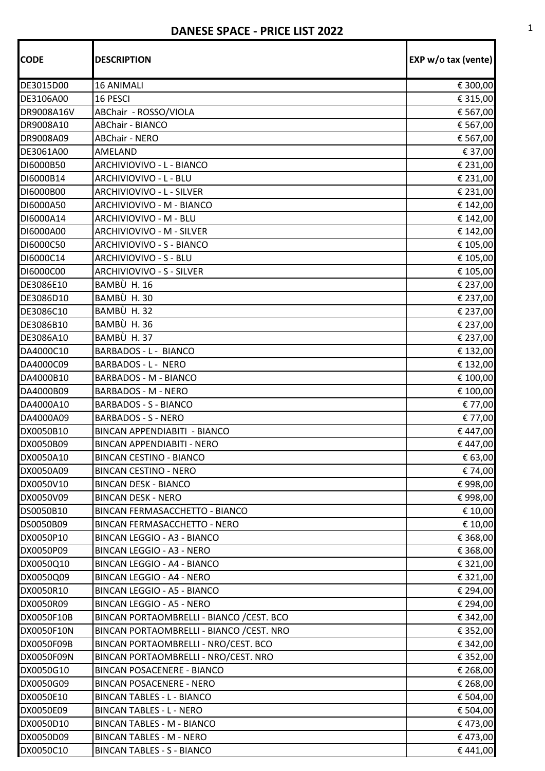# DANESE SPACE - PRICE LIST 2022

| CODE | DESCRIPTION | EXP w/o tax (vente) |
|---|---|---|
| DE3015D00 | 16 ANIMALI | € 300,00 |
| DE3106A00 | 16 PESCI | € 315,00 |
| DR9008A16V | ABChair - ROSSO/VIOLA | € 567,00 |
| DR9008A10 | ABChair - BIANCO | € 567,00 |
| DR9008A09 | ABChair - NERO | € 567,00 |
| DE3061A00 | AMELAND | € 37,00 |
| DI6000B50 | ARCHIVIOVIVO - L - BIANCO | € 231,00 |
| DI6000B14 | ARCHIVIOVIVO - L - BLU | € 231,00 |
| DI6000B00 | ARCHIVIOVIVO - L - SILVER | € 231,00 |
| DI6000A50 | ARCHIVIOVIVO - M - BIANCO | € 142,00 |
| DI6000A14 | ARCHIVIOVIVO - M - BLU | € 142,00 |
| DI6000A00 | ARCHIVIOVIVO - M - SILVER | € 142,00 |
| DI6000C50 | ARCHIVIOVIVO - S - BIANCO | € 105,00 |
| DI6000C14 | ARCHIVIOVIVO - S - BLU | € 105,00 |
| DI6000C00 | ARCHIVIOVIVO - S - SILVER | € 105,00 |
| DE3086E10 | BAMBÙ H. 16 | € 237,00 |
| DE3086D10 | BAMBÙ H. 30 | € 237,00 |
| DE3086C10 | BAMBÙ H. 32 | € 237,00 |
| DE3086B10 | BAMBÙ H. 36 | € 237,00 |
| DE3086A10 | BAMBÙ H. 37 | € 237,00 |
| DA4000C10 | BARBADOS - L - BIANCO | € 132,00 |
| DA4000C09 | BARBADOS - L - NERO | € 132,00 |
| DA4000B10 | BARBADOS - M - BIANCO | € 100,00 |
| DA4000B09 | BARBADOS - M - NERO | € 100,00 |
| DA4000A10 | BARBADOS - S - BIANCO | € 77,00 |
| DA4000A09 | BARBADOS - S - NERO | € 77,00 |
| DX0050B10 | BINCAN APPENDIABITI - BIANCO | € 447,00 |
| DX0050B09 | BINCAN APPENDIABITI - NERO | € 447,00 |
| DX0050A10 | BINCAN CESTINO - BIANCO | € 63,00 |
| DX0050A09 | BINCAN CESTINO - NERO | € 74,00 |
| DX0050V10 | BINCAN DESK - BIANCO | € 998,00 |
| DX0050V09 | BINCAN DESK - NERO | € 998,00 |
| DS0050B10 | BINCAN FERMASACCHETTO - BIANCO | € 10,00 |
| DS0050B09 | BINCAN FERMASACCHETTO - NERO | € 10,00 |
| DX0050P10 | BINCAN LEGGIO - A3 - BIANCO | € 368,00 |
| DX0050P09 | BINCAN LEGGIO - A3 - NERO | € 368,00 |
| DX0050Q10 | BINCAN LEGGIO - A4 - BIANCO | € 321,00 |
| DX0050Q09 | BINCAN LEGGIO - A4 - NERO | € 321,00 |
| DX0050R10 | BINCAN LEGGIO - A5 - BIANCO | € 294,00 |
| DX0050R09 | BINCAN LEGGIO - A5 - NERO | € 294,00 |
| DX0050F10B | BINCAN PORTAOMBRELLI - BIANCO /CEST. BCO | € 342,00 |
| DX0050F10N | BINCAN PORTAOMBRELLI - BIANCO /CEST. NRO | € 352,00 |
| DX0050F09B | BINCAN PORTAOMBRELLI - NRO/CEST. BCO | € 342,00 |
| DX0050F09N | BINCAN PORTAOMBRELLI - NRO/CEST. NRO | € 352,00 |
| DX0050G10 | BINCAN POSACENERE - BIANCO | € 268,00 |
| DX0050G09 | BINCAN POSACENERE - NERO | € 268,00 |
| DX0050E10 | BINCAN TABLES - L - BIANCO | € 504,00 |
| DX0050E09 | BINCAN TABLES - L - NERO | € 504,00 |
| DX0050D10 | BINCAN TABLES - M - BIANCO | € 473,00 |
| DX0050D09 | BINCAN TABLES - M - NERO | € 473,00 |
| DX0050C10 | BINCAN TABLES - S - BIANCO | € 441,00 |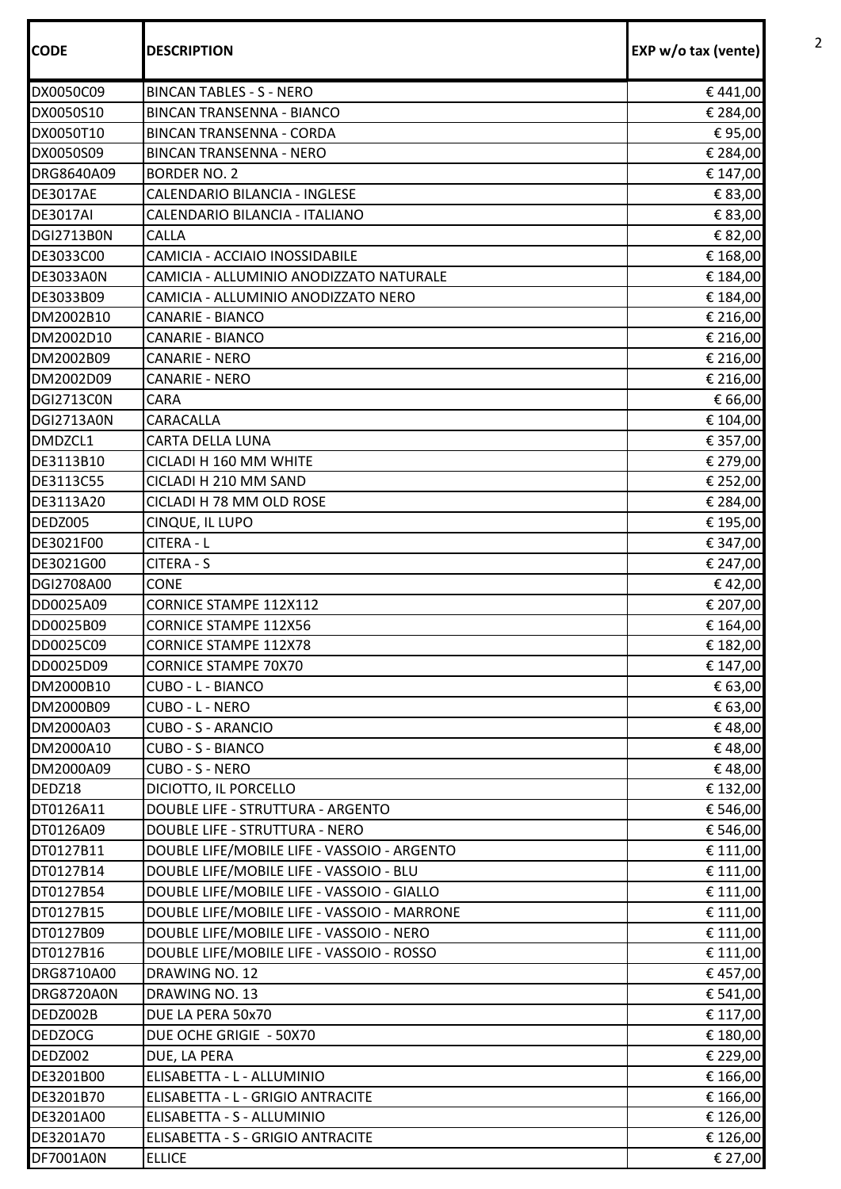| CODE | DESCRIPTION | EXP w/o tax (vente) |
|---|---|---|
| DX0050C09 | BINCAN TABLES - S - NERO | € 441,00 |
| DX0050S10 | BINCAN TRANSENNA - BIANCO | € 284,00 |
| DX0050T10 | BINCAN TRANSENNA - CORDA | € 95,00 |
| DX0050S09 | BINCAN TRANSENNA - NERO | € 284,00 |
| DRG8640A09 | BORDER NO. 2 | € 147,00 |
| DE3017AE | CALENDARIO BILANCIA - INGLESE | € 83,00 |
| DE3017AI | CALENDARIO BILANCIA - ITALIANO | € 83,00 |
| DGI2713B0N | CALLA | € 82,00 |
| DE3033C00 | CAMICIA - ACCIAIO INOSSIDABILE | € 168,00 |
| DE3033A0N | CAMICIA - ALLUMINIO ANODIZZATO NATURALE | € 184,00 |
| DE3033B09 | CAMICIA - ALLUMINIO ANODIZZATO NERO | € 184,00 |
| DM2002B10 | CANARIE - BIANCO | € 216,00 |
| DM2002D10 | CANARIE - BIANCO | € 216,00 |
| DM2002B09 | CANARIE - NERO | € 216,00 |
| DM2002D09 | CANARIE - NERO | € 216,00 |
| DGI2713C0N | CARA | € 66,00 |
| DGI2713A0N | CARACALLA | € 104,00 |
| DMDZCL1 | CARTA DELLA LUNA | € 357,00 |
| DE3113B10 | CICLADI H 160 MM WHITE | € 279,00 |
| DE3113C55 | CICLADI H 210 MM SAND | € 252,00 |
| DE3113A20 | CICLADI H 78 MM OLD ROSE | € 284,00 |
| DEDZ005 | CINQUE, IL LUPO | € 195,00 |
| DE3021F00 | CITERA - L | € 347,00 |
| DE3021G00 | CITERA - S | € 247,00 |
| DGI2708A00 | CONE | € 42,00 |
| DD0025A09 | CORNICE STAMPE 112X112 | € 207,00 |
| DD0025B09 | CORNICE STAMPE 112X56 | € 164,00 |
| DD0025C09 | CORNICE STAMPE 112X78 | € 182,00 |
| DD0025D09 | CORNICE STAMPE 70X70 | € 147,00 |
| DM2000B10 | CUBO - L - BIANCO | € 63,00 |
| DM2000B09 | CUBO - L - NERO | € 63,00 |
| DM2000A03 | CUBO - S - ARANCIO | € 48,00 |
| DM2000A10 | CUBO - S - BIANCO | € 48,00 |
| DM2000A09 | CUBO - S - NERO | € 48,00 |
| DEDZ18 | DICIOTTO, IL PORCELLO | € 132,00 |
| DT0126A11 | DOUBLE LIFE - STRUTTURA - ARGENTO | € 546,00 |
| DT0126A09 | DOUBLE LIFE - STRUTTURA - NERO | € 546,00 |
| DT0127B11 | DOUBLE LIFE/MOBILE LIFE - VASSOIO - ARGENTO | € 111,00 |
| DT0127B14 | DOUBLE LIFE/MOBILE LIFE - VASSOIO - BLU | € 111,00 |
| DT0127B54 | DOUBLE LIFE/MOBILE LIFE - VASSOIO - GIALLO | € 111,00 |
| DT0127B15 | DOUBLE LIFE/MOBILE LIFE - VASSOIO - MARRONE | € 111,00 |
| DT0127B09 | DOUBLE LIFE/MOBILE LIFE - VASSOIO - NERO | € 111,00 |
| DT0127B16 | DOUBLE LIFE/MOBILE LIFE - VASSOIO - ROSSO | € 111,00 |
| DRG8710A00 | DRAWING NO. 12 | € 457,00 |
| DRG8720A0N | DRAWING NO. 13 | € 541,00 |
| DEDZ002B | DUE LA PERA 50x70 | € 117,00 |
| DEDZOCG | DUE OCHE GRIGIE - 50X70 | € 180,00 |
| DEDZ002 | DUE, LA PERA | € 229,00 |
| DE3201B00 | ELISABETTA - L - ALLUMINIO | € 166,00 |
| DE3201B70 | ELISABETTA - L - GRIGIO ANTRACITE | € 166,00 |
| DE3201A00 | ELISABETTA - S - ALLUMINIO | € 126,00 |
| DE3201A70 | ELISABETTA - S - GRIGIO ANTRACITE | € 126,00 |
| DF7001A0N | ELLICE | € 27,00 |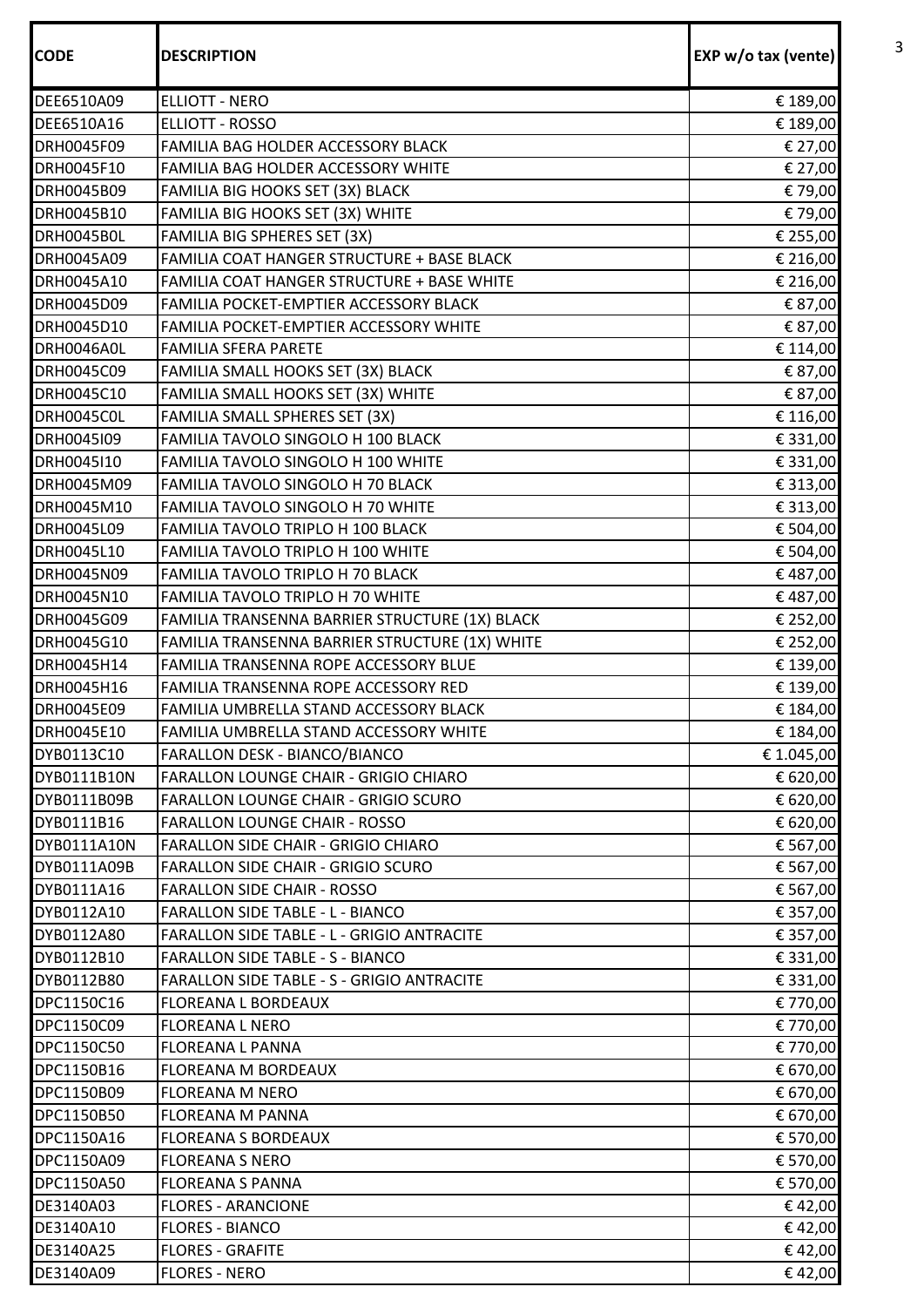| CODE | DESCRIPTION | EXP w/o tax (vente) |
|---|---|---|
| DEE6510A09 | ELLIOTT - NERO | € 189,00 |
| DEE6510A16 | ELLIOTT - ROSSO | € 189,00 |
| DRH0045F09 | FAMILIA BAG HOLDER ACCESSORY BLACK | € 27,00 |
| DRH0045F10 | FAMILIA BAG HOLDER ACCESSORY WHITE | € 27,00 |
| DRH0045B09 | FAMILIA BIG HOOKS SET (3X) BLACK | € 79,00 |
| DRH0045B10 | FAMILIA BIG HOOKS SET (3X) WHITE | € 79,00 |
| DRH0045B0L | FAMILIA BIG SPHERES SET (3X) | € 255,00 |
| DRH0045A09 | FAMILIA COAT HANGER STRUCTURE + BASE BLACK | € 216,00 |
| DRH0045A10 | FAMILIA COAT HANGER STRUCTURE + BASE WHITE | € 216,00 |
| DRH0045D09 | FAMILIA POCKET-EMPTIER ACCESSORY BLACK | € 87,00 |
| DRH0045D10 | FAMILIA POCKET-EMPTIER ACCESSORY WHITE | € 87,00 |
| DRH0046A0L | FAMILIA SFERA PARETE | € 114,00 |
| DRH0045C09 | FAMILIA SMALL HOOKS SET (3X) BLACK | € 87,00 |
| DRH0045C10 | FAMILIA SMALL HOOKS SET (3X) WHITE | € 87,00 |
| DRH0045C0L | FAMILIA SMALL SPHERES SET (3X) | € 116,00 |
| DRH0045I09 | FAMILIA TAVOLO SINGOLO H 100 BLACK | € 331,00 |
| DRH0045I10 | FAMILIA TAVOLO SINGOLO H 100 WHITE | € 331,00 |
| DRH0045M09 | FAMILIA TAVOLO SINGOLO H 70 BLACK | € 313,00 |
| DRH0045M10 | FAMILIA TAVOLO SINGOLO H 70 WHITE | € 313,00 |
| DRH0045L09 | FAMILIA TAVOLO TRIPLO H 100 BLACK | € 504,00 |
| DRH0045L10 | FAMILIA TAVOLO TRIPLO H 100 WHITE | € 504,00 |
| DRH0045N09 | FAMILIA TAVOLO TRIPLO H 70 BLACK | € 487,00 |
| DRH0045N10 | FAMILIA TAVOLO TRIPLO H 70 WHITE | € 487,00 |
| DRH0045G09 | FAMILIA TRANSENNA BARRIER STRUCTURE (1X) BLACK | € 252,00 |
| DRH0045G10 | FAMILIA TRANSENNA BARRIER STRUCTURE (1X) WHITE | € 252,00 |
| DRH0045H14 | FAMILIA TRANSENNA ROPE ACCESSORY BLUE | € 139,00 |
| DRH0045H16 | FAMILIA TRANSENNA ROPE ACCESSORY RED | € 139,00 |
| DRH0045E09 | FAMILIA UMBRELLA STAND ACCESSORY BLACK | € 184,00 |
| DRH0045E10 | FAMILIA UMBRELLA STAND ACCESSORY WHITE | € 184,00 |
| DYB0113C10 | FARALLON DESK - BIANCO/BIANCO | € 1.045,00 |
| DYB0111B10N | FARALLON LOUNGE CHAIR - GRIGIO CHIARO | € 620,00 |
| DYB0111B09B | FARALLON LOUNGE CHAIR - GRIGIO SCURO | € 620,00 |
| DYB0111B16 | FARALLON LOUNGE CHAIR - ROSSO | € 620,00 |
| DYB0111A10N | FARALLON SIDE CHAIR - GRIGIO CHIARO | € 567,00 |
| DYB0111A09B | FARALLON SIDE CHAIR - GRIGIO SCURO | € 567,00 |
| DYB0111A16 | FARALLON SIDE CHAIR - ROSSO | € 567,00 |
| DYB0112A10 | FARALLON SIDE TABLE - L - BIANCO | € 357,00 |
| DYB0112A80 | FARALLON SIDE TABLE - L - GRIGIO ANTRACITE | € 357,00 |
| DYB0112B10 | FARALLON SIDE TABLE - S - BIANCO | € 331,00 |
| DYB0112B80 | FARALLON SIDE TABLE - S - GRIGIO ANTRACITE | € 331,00 |
| DPC1150C16 | FLOREANA L BORDEAUX | € 770,00 |
| DPC1150C09 | FLOREANA L NERO | € 770,00 |
| DPC1150C50 | FLOREANA L PANNA | € 770,00 |
| DPC1150B16 | FLOREANA M BORDEAUX | € 670,00 |
| DPC1150B09 | FLOREANA M NERO | € 670,00 |
| DPC1150B50 | FLOREANA M PANNA | € 670,00 |
| DPC1150A16 | FLOREANA S BORDEAUX | € 570,00 |
| DPC1150A09 | FLOREANA S NERO | € 570,00 |
| DPC1150A50 | FLOREANA S PANNA | € 570,00 |
| DE3140A03 | FLORES - ARANCIONE | € 42,00 |
| DE3140A10 | FLORES - BIANCO | € 42,00 |
| DE3140A25 | FLORES - GRAFITE | € 42,00 |
| DE3140A09 | FLORES - NERO | € 42,00 |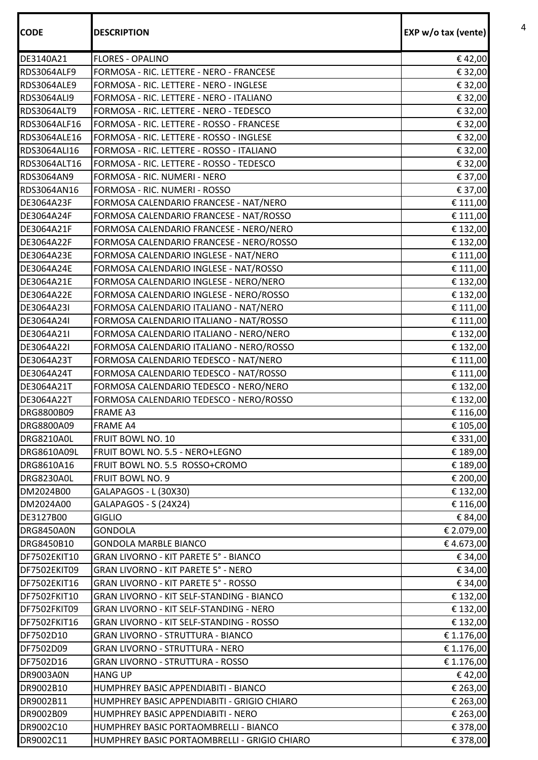| CODE | DESCRIPTION | EXP w/o tax (vente) |
|---|---|---|
| DE3140A21 | FLORES - OPALINO | € 42,00 |
| RDS3064ALF9 | FORMOSA - RIC. LETTERE - NERO - FRANCESE | € 32,00 |
| RDS3064ALE9 | FORMOSA - RIC. LETTERE - NERO - INGLESE | € 32,00 |
| RDS3064ALI9 | FORMOSA - RIC. LETTERE - NERO - ITALIANO | € 32,00 |
| RDS3064ALT9 | FORMOSA - RIC. LETTERE - NERO - TEDESCO | € 32,00 |
| RDS3064ALF16 | FORMOSA - RIC. LETTERE - ROSSO - FRANCESE | € 32,00 |
| RDS3064ALE16 | FORMOSA - RIC. LETTERE - ROSSO - INGLESE | € 32,00 |
| RDS3064ALI16 | FORMOSA - RIC. LETTERE - ROSSO - ITALIANO | € 32,00 |
| RDS3064ALT16 | FORMOSA - RIC. LETTERE - ROSSO - TEDESCO | € 32,00 |
| RDS3064AN9 | FORMOSA - RIC. NUMERI - NERO | € 37,00 |
| RDS3064AN16 | FORMOSA - RIC. NUMERI - ROSSO | € 37,00 |
| DE3064A23F | FORMOSA CALENDARIO FRANCESE - NAT/NERO | € 111,00 |
| DE3064A24F | FORMOSA CALENDARIO FRANCESE - NAT/ROSSO | € 111,00 |
| DE3064A21F | FORMOSA CALENDARIO FRANCESE - NERO/NERO | € 132,00 |
| DE3064A22F | FORMOSA CALENDARIO FRANCESE - NERO/ROSSO | € 132,00 |
| DE3064A23E | FORMOSA CALENDARIO INGLESE - NAT/NERO | € 111,00 |
| DE3064A24E | FORMOSA CALENDARIO INGLESE - NAT/ROSSO | € 111,00 |
| DE3064A21E | FORMOSA CALENDARIO INGLESE - NERO/NERO | € 132,00 |
| DE3064A22E | FORMOSA CALENDARIO INGLESE - NERO/ROSSO | € 132,00 |
| DE3064A23I | FORMOSA CALENDARIO ITALIANO - NAT/NERO | € 111,00 |
| DE3064A24I | FORMOSA CALENDARIO ITALIANO - NAT/ROSSO | € 111,00 |
| DE3064A21I | FORMOSA CALENDARIO ITALIANO - NERO/NERO | € 132,00 |
| DE3064A22I | FORMOSA CALENDARIO ITALIANO - NERO/ROSSO | € 132,00 |
| DE3064A23T | FORMOSA CALENDARIO TEDESCO - NAT/NERO | € 111,00 |
| DE3064A24T | FORMOSA CALENDARIO TEDESCO - NAT/ROSSO | € 111,00 |
| DE3064A21T | FORMOSA CALENDARIO TEDESCO - NERO/NERO | € 132,00 |
| DE3064A22T | FORMOSA CALENDARIO TEDESCO - NERO/ROSSO | € 132,00 |
| DRG8800B09 | FRAME A3 | € 116,00 |
| DRG8800A09 | FRAME A4 | € 105,00 |
| DRG8210A0L | FRUIT BOWL NO. 10 | € 331,00 |
| DRG8610A09L | FRUIT BOWL NO. 5.5 - NERO+LEGNO | € 189,00 |
| DRG8610A16 | FRUIT BOWL NO. 5.5 ROSSO+CROMO | € 189,00 |
| DRG8230A0L | FRUIT BOWL NO. 9 | € 200,00 |
| DM2024B00 | GALAPAGOS - L (30X30) | € 132,00 |
| DM2024A00 | GALAPAGOS - S (24X24) | € 116,00 |
| DE3127B00 | GIGLIO | € 84,00 |
| DRG8450A0N | GONDOLA | € 2.079,00 |
| DRG8450B10 | GONDOLA MARBLE BIANCO | € 4.673,00 |
| DF7502EKIT10 | GRAN LIVORNO - KIT PARETE 5° - BIANCO | € 34,00 |
| DF7502EKIT09 | GRAN LIVORNO - KIT PARETE 5° - NERO | € 34,00 |
| DF7502EKIT16 | GRAN LIVORNO - KIT PARETE 5° - ROSSO | € 34,00 |
| DF7502FKIT10 | GRAN LIVORNO - KIT SELF-STANDING - BIANCO | € 132,00 |
| DF7502FKIT09 | GRAN LIVORNO - KIT SELF-STANDING - NERO | € 132,00 |
| DF7502FKIT16 | GRAN LIVORNO - KIT SELF-STANDING - ROSSO | € 132,00 |
| DF7502D10 | GRAN LIVORNO - STRUTTURA - BIANCO | € 1.176,00 |
| DF7502D09 | GRAN LIVORNO - STRUTTURA - NERO | € 1.176,00 |
| DF7502D16 | GRAN LIVORNO - STRUTTURA - ROSSO | € 1.176,00 |
| DR9003A0N | HANG UP | € 42,00 |
| DR9002B10 | HUMPHREY BASIC APPENDIABITI - BIANCO | € 263,00 |
| DR9002B11 | HUMPHREY BASIC APPENDIABITI - GRIGIO CHIARO | € 263,00 |
| DR9002B09 | HUMPHREY BASIC APPENDIABITI - NERO | € 263,00 |
| DR9002C10 | HUMPHREY BASIC PORTAOMBRELLI - BIANCO | € 378,00 |
| DR9002C11 | HUMPHREY BASIC PORTAOMBRELLI - GRIGIO CHIARO | € 378,00 |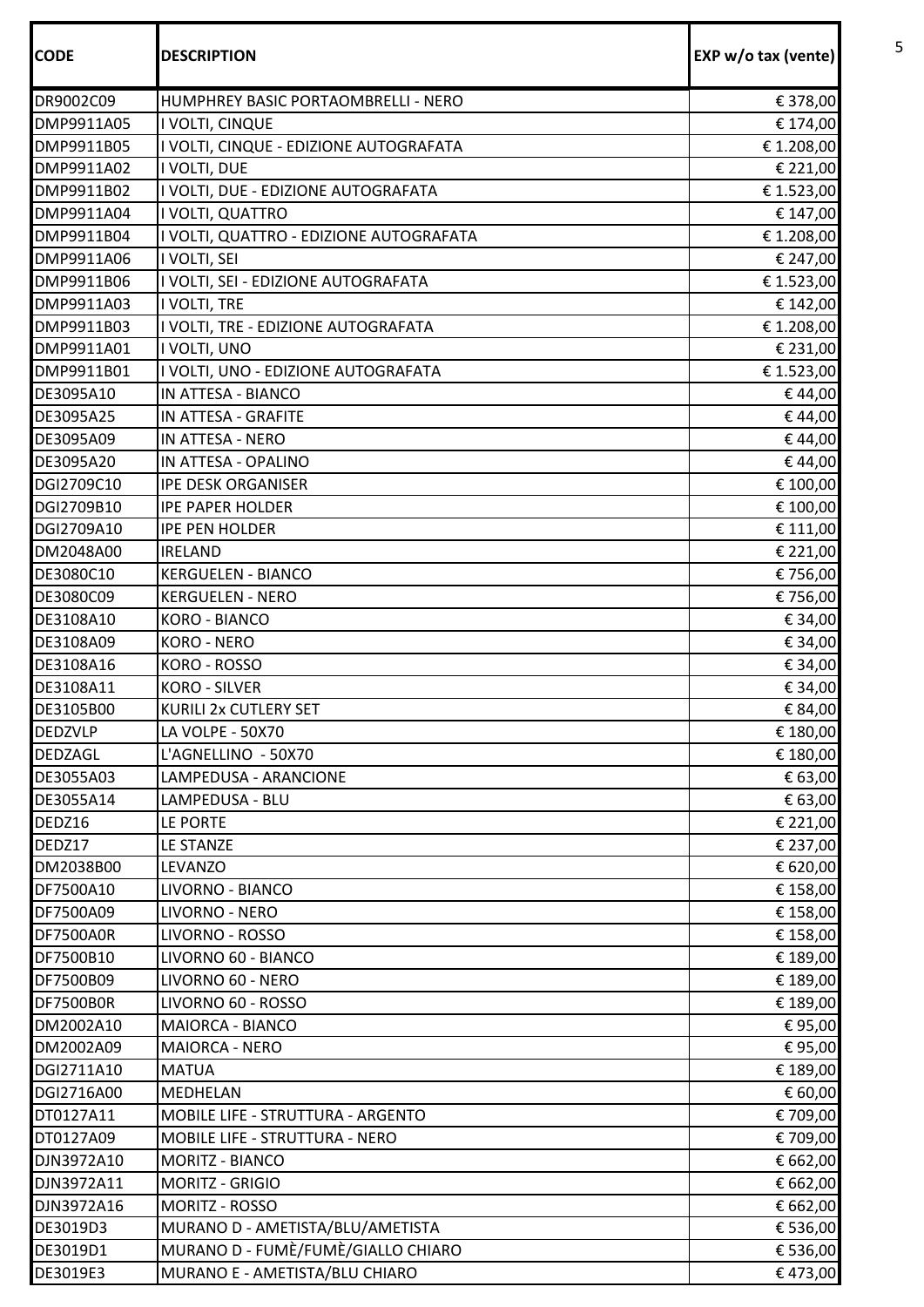| CODE | DESCRIPTION | EXP w/o tax (vente) |
|---|---|---|
| DR9002C09 | HUMPHREY BASIC PORTAOMBRELLI - NERO | € 378,00 |
| DMP9911A05 | I VOLTI, CINQUE | € 174,00 |
| DMP9911B05 | I VOLTI, CINQUE - EDIZIONE AUTOGRAFATA | € 1.208,00 |
| DMP9911A02 | I VOLTI, DUE | € 221,00 |
| DMP9911B02 | I VOLTI, DUE - EDIZIONE AUTOGRAFATA | € 1.523,00 |
| DMP9911A04 | I VOLTI, QUATTRO | € 147,00 |
| DMP9911B04 | I VOLTI, QUATTRO - EDIZIONE AUTOGRAFATA | € 1.208,00 |
| DMP9911A06 | I VOLTI, SEI | € 247,00 |
| DMP9911B06 | I VOLTI, SEI - EDIZIONE AUTOGRAFATA | € 1.523,00 |
| DMP9911A03 | I VOLTI, TRE | € 142,00 |
| DMP9911B03 | I VOLTI, TRE - EDIZIONE AUTOGRAFATA | € 1.208,00 |
| DMP9911A01 | I VOLTI, UNO | € 231,00 |
| DMP9911B01 | I VOLTI, UNO - EDIZIONE AUTOGRAFATA | € 1.523,00 |
| DE3095A10 | IN ATTESA - BIANCO | € 44,00 |
| DE3095A25 | IN ATTESA - GRAFITE | € 44,00 |
| DE3095A09 | IN ATTESA - NERO | € 44,00 |
| DE3095A20 | IN ATTESA - OPALINO | € 44,00 |
| DGI2709C10 | IPE DESK ORGANISER | € 100,00 |
| DGI2709B10 | IPE PAPER HOLDER | € 100,00 |
| DGI2709A10 | IPE PEN HOLDER | € 111,00 |
| DM2048A00 | IRELAND | € 221,00 |
| DE3080C10 | KERGUELEN - BIANCO | € 756,00 |
| DE3080C09 | KERGUELEN - NERO | € 756,00 |
| DE3108A10 | KORO - BIANCO | € 34,00 |
| DE3108A09 | KORO - NERO | € 34,00 |
| DE3108A16 | KORO - ROSSO | € 34,00 |
| DE3108A11 | KORO - SILVER | € 34,00 |
| DE3105B00 | KURILI 2x CUTLERY SET | € 84,00 |
| DEDZVLP | LA VOLPE - 50X70 | € 180,00 |
| DEDZAGL | L'AGNELLINO - 50X70 | € 180,00 |
| DE3055A03 | LAMPEDUSA - ARANCIONE | € 63,00 |
| DE3055A14 | LAMPEDUSA - BLU | € 63,00 |
| DEDZ16 | LE PORTE | € 221,00 |
| DEDZ17 | LE STANZE | € 237,00 |
| DM2038B00 | LEVANZO | € 620,00 |
| DF7500A10 | LIVORNO - BIANCO | € 158,00 |
| DF7500A09 | LIVORNO - NERO | € 158,00 |
| DF7500A0R | LIVORNO - ROSSO | € 158,00 |
| DF7500B10 | LIVORNO 60 - BIANCO | € 189,00 |
| DF7500B09 | LIVORNO 60 - NERO | € 189,00 |
| DF7500B0R | LIVORNO 60 - ROSSO | € 189,00 |
| DM2002A10 | MAIORCA - BIANCO | € 95,00 |
| DM2002A09 | MAIORCA - NERO | € 95,00 |
| DGI2711A10 | MATUA | € 189,00 |
| DGI2716A00 | MEDHELAN | € 60,00 |
| DT0127A11 | MOBILE LIFE - STRUTTURA - ARGENTO | € 709,00 |
| DT0127A09 | MOBILE LIFE - STRUTTURA - NERO | € 709,00 |
| DJN3972A10 | MORITZ - BIANCO | € 662,00 |
| DJN3972A11 | MORITZ - GRIGIO | € 662,00 |
| DJN3972A16 | MORITZ - ROSSO | € 662,00 |
| DE3019D3 | MURANO D - AMETISTA/BLU/AMETISTA | € 536,00 |
| DE3019D1 | MURANO D - FUMÈ/FUMÈ/GIALLO CHIARO | € 536,00 |
| DE3019E3 | MURANO E - AMETISTA/BLU CHIARO | € 473,00 |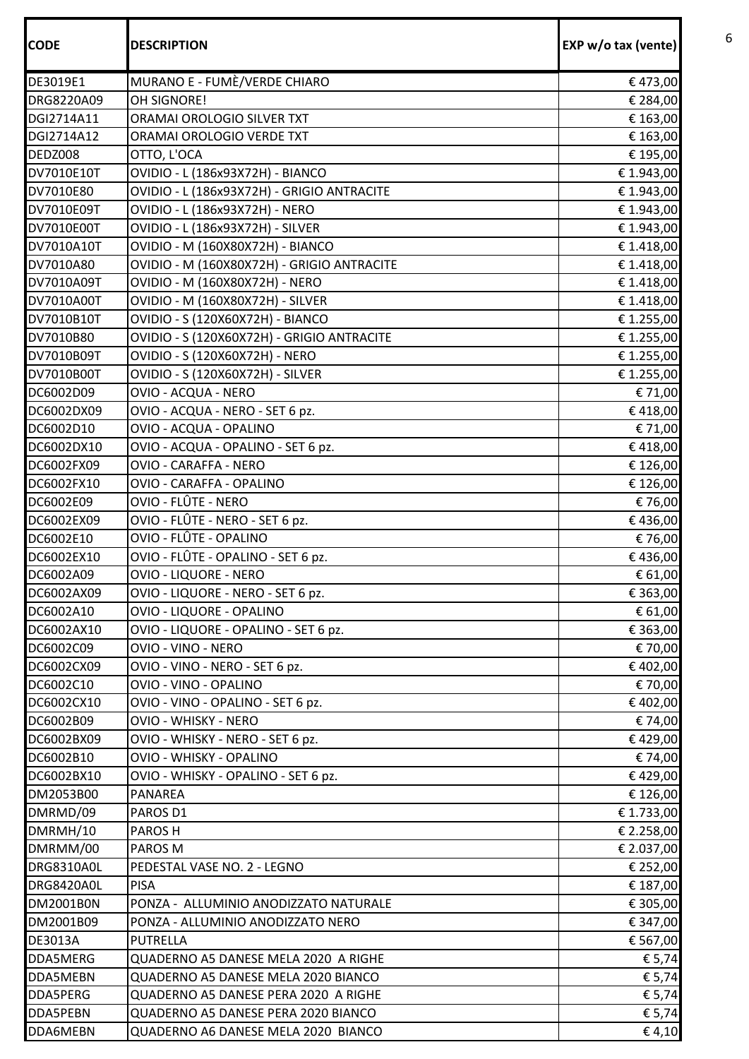| CODE | DESCRIPTION | EXP w/o tax (vente) |
| --- | --- | --- |
| DE3019E1 | MURANO E - FUMÈ/VERDE CHIARO | € 473,00 |
| DRG8220A09 | OH SIGNORE! | € 284,00 |
| DGI2714A11 | ORAMAI OROLOGIO SILVER TXT | € 163,00 |
| DGI2714A12 | ORAMAI OROLOGIO VERDE TXT | € 163,00 |
| DEDZ008 | OTTO, L'OCA | € 195,00 |
| DV7010E10T | OVIDIO - L (186x93X72H) - BIANCO | € 1.943,00 |
| DV7010E80 | OVIDIO - L (186x93X72H) - GRIGIO ANTRACITE | € 1.943,00 |
| DV7010E09T | OVIDIO - L (186x93X72H) - NERO | € 1.943,00 |
| DV7010E00T | OVIDIO - L (186x93X72H) - SILVER | € 1.943,00 |
| DV7010A10T | OVIDIO - M (160X80X72H) - BIANCO | € 1.418,00 |
| DV7010A80 | OVIDIO - M (160X80X72H) - GRIGIO ANTRACITE | € 1.418,00 |
| DV7010A09T | OVIDIO - M (160X80X72H) - NERO | € 1.418,00 |
| DV7010A00T | OVIDIO - M (160X80X72H) - SILVER | € 1.418,00 |
| DV7010B10T | OVIDIO - S (120X60X72H) - BIANCO | € 1.255,00 |
| DV7010B80 | OVIDIO - S (120X60X72H) - GRIGIO ANTRACITE | € 1.255,00 |
| DV7010B09T | OVIDIO - S (120X60X72H) - NERO | € 1.255,00 |
| DV7010B00T | OVIDIO - S (120X60X72H) - SILVER | € 1.255,00 |
| DC6002D09 | OVIO - ACQUA - NERO | € 71,00 |
| DC6002DX09 | OVIO - ACQUA - NERO - SET 6 pz. | € 418,00 |
| DC6002D10 | OVIO - ACQUA - OPALINO | € 71,00 |
| DC6002DX10 | OVIO - ACQUA - OPALINO - SET 6 pz. | € 418,00 |
| DC6002FX09 | OVIO - CARAFFA - NERO | € 126,00 |
| DC6002FX10 | OVIO - CARAFFA - OPALINO | € 126,00 |
| DC6002E09 | OVIO - FLÛTE - NERO | € 76,00 |
| DC6002EX09 | OVIO - FLÛTE - NERO - SET 6 pz. | € 436,00 |
| DC6002E10 | OVIO - FLÛTE - OPALINO | € 76,00 |
| DC6002EX10 | OVIO - FLÛTE - OPALINO - SET 6 pz. | € 436,00 |
| DC6002A09 | OVIO - LIQUORE - NERO | € 61,00 |
| DC6002AX09 | OVIO - LIQUORE - NERO - SET 6 pz. | € 363,00 |
| DC6002A10 | OVIO - LIQUORE - OPALINO | € 61,00 |
| DC6002AX10 | OVIO - LIQUORE - OPALINO - SET 6 pz. | € 363,00 |
| DC6002C09 | OVIO - VINO - NERO | € 70,00 |
| DC6002CX09 | OVIO - VINO - NERO - SET 6 pz. | € 402,00 |
| DC6002C10 | OVIO - VINO - OPALINO | € 70,00 |
| DC6002CX10 | OVIO - VINO - OPALINO - SET 6 pz. | € 402,00 |
| DC6002B09 | OVIO - WHISKY - NERO | € 74,00 |
| DC6002BX09 | OVIO - WHISKY - NERO - SET 6 pz. | € 429,00 |
| DC6002B10 | OVIO - WHISKY - OPALINO | € 74,00 |
| DC6002BX10 | OVIO - WHISKY - OPALINO - SET 6 pz. | € 429,00 |
| DM2053B00 | PANAREA | € 126,00 |
| DMRMD/09 | PAROS D1 | € 1.733,00 |
| DMRMH/10 | PAROS H | € 2.258,00 |
| DMRMM/00 | PAROS M | € 2.037,00 |
| DRG8310A0L | PEDESTAL VASE NO. 2 - LEGNO | € 252,00 |
| DRG8420A0L | PISA | € 187,00 |
| DM2001B0N | PONZA - ALLUMINIO ANODIZZATO NATURALE | € 305,00 |
| DM2001B09 | PONZA - ALLUMINIO ANODIZZATO NERO | € 347,00 |
| DE3013A | PUTRELLA | € 567,00 |
| DDA5MERG | QUADERNO A5 DANESE MELA 2020 A RIGHE | € 5,74 |
| DDA5MEBN | QUADERNO A5 DANESE MELA 2020 BIANCO | € 5,74 |
| DDA5PERG | QUADERNO A5 DANESE PERA 2020 A RIGHE | € 5,74 |
| DDA5PEBN | QUADERNO A5 DANESE PERA 2020 BIANCO | € 5,74 |
| DDA6MEBN | QUADERNO A6 DANESE MELA 2020 BIANCO | € 4,10 |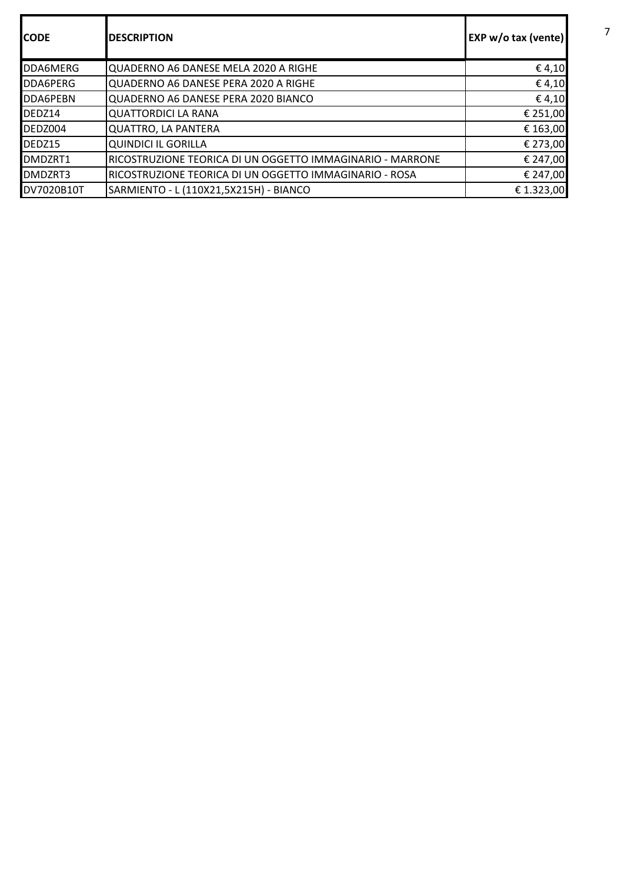| CODE | DESCRIPTION | EXP w/o tax (vente) |
| --- | --- | --- |
| DDA6MERG | QUADERNO A6 DANESE MELA 2020 A RIGHE | € 4,10 |
| DDA6PERG | QUADERNO A6 DANESE PERA 2020 A RIGHE | € 4,10 |
| DDA6PEBN | QUADERNO A6 DANESE PERA 2020 BIANCO | € 4,10 |
| DEDZ14 | QUATTORDICI LA RANA | € 251,00 |
| DEDZ004 | QUATTRO, LA PANTERA | € 163,00 |
| DEDZ15 | QUINDICI IL GORILLA | € 273,00 |
| DMDZRT1 | RICOSTRUZIONE TEORICA DI UN OGGETTO IMMAGINARIO - MARRONE | € 247,00 |
| DMDZRT3 | RICOSTRUZIONE TEORICA DI UN OGGETTO IMMAGINARIO - ROSA | € 247,00 |
| DV7020B10T | SARMIENTO - L (110X21,5X215H) - BIANCO | € 1.323,00 |